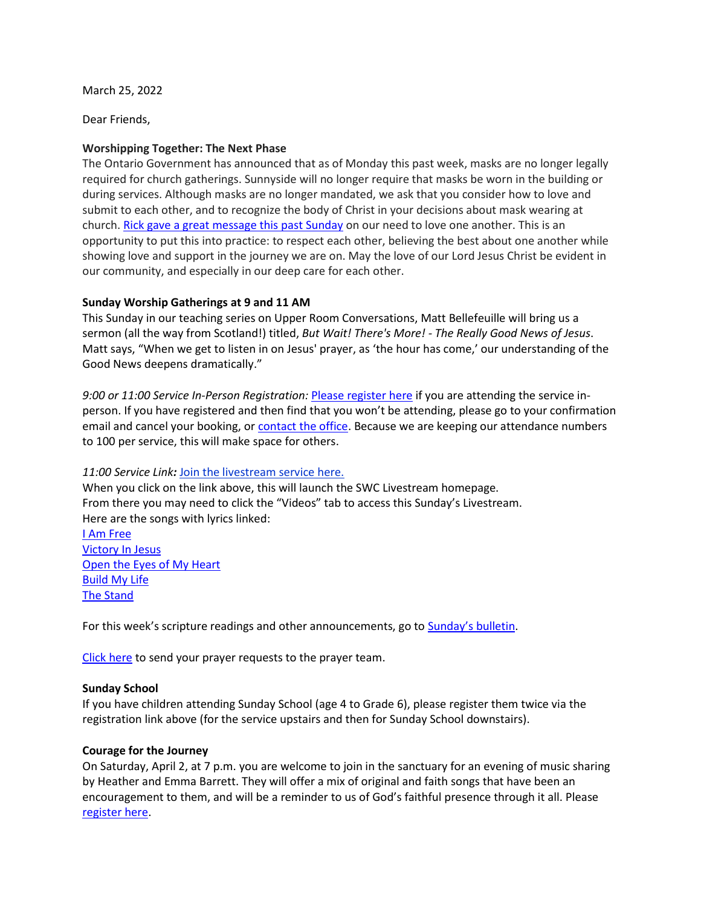March 25, 2022

Dear Friends,

**Worshipping Together: The Next Phase**

The Ontario Government has announced that as of Monday this past week, masks are no longer legally required for church gatherings. Sunnyside will no longer require that masks be worn in the building or during services. Although masks are no longer mandated, we ask that you consider how to love and submit to each other, and to recognize the body of Christ in your decisions about mask wearing at church. Rick gave a great message this past Sunday on our need to love one another. This is an opportunity to put this into practice: to respect each other, believing the best about one another while showing love and support in the journey we are on. May the love of our Lord Jesus Christ be evident in our community, and especially in our deep care for each other.

**Sunday Worship Gatherings at 9 and 11 AM**

This Sunday in our teaching series on Upper Room Conversations, Matt Bellefeuille will bring us a sermon (all the way from Scotland!) titled, *But Wait! There's More! - The Really Good News of Jesus*. Matt says, "When we get to listen in on Jesus' prayer, as 'the hour has come,' our understanding of the Good News deepens dramatically."

*9:00 or 11:00 Service In-Person Registration:* Please register here if you are attending the service in-person. If you have registered and then find that you won't be attending, please go to your confirmation email and cancel your booking, or contact the office. Because we are keeping our attendance numbers to 100 per service, this will make space for others.

*11:00 Service Link:* Join the livestream service here.
When you click on the link above, this will launch the SWC Livestream homepage.
From there you may need to click the "Videos" tab to access this Sunday's Livestream.
Here are the songs with lyrics linked:
I Am Free
Victory In Jesus
Open the Eyes of My Heart
Build My Life
The Stand

For this week's scripture readings and other announcements, go to Sunday's bulletin.

Click here to send your prayer requests to the prayer team.

**Sunday School**

If you have children attending Sunday School (age 4 to Grade 6), please register them twice via the registration link above (for the service upstairs and then for Sunday School downstairs).

**Courage for the Journey**

On Saturday, April 2, at 7 p.m. you are welcome to join in the sanctuary for an evening of music sharing by Heather and Emma Barrett. They will offer a mix of original and faith songs that have been an encouragement to them, and will be a reminder to us of God's faithful presence through it all. Please register here.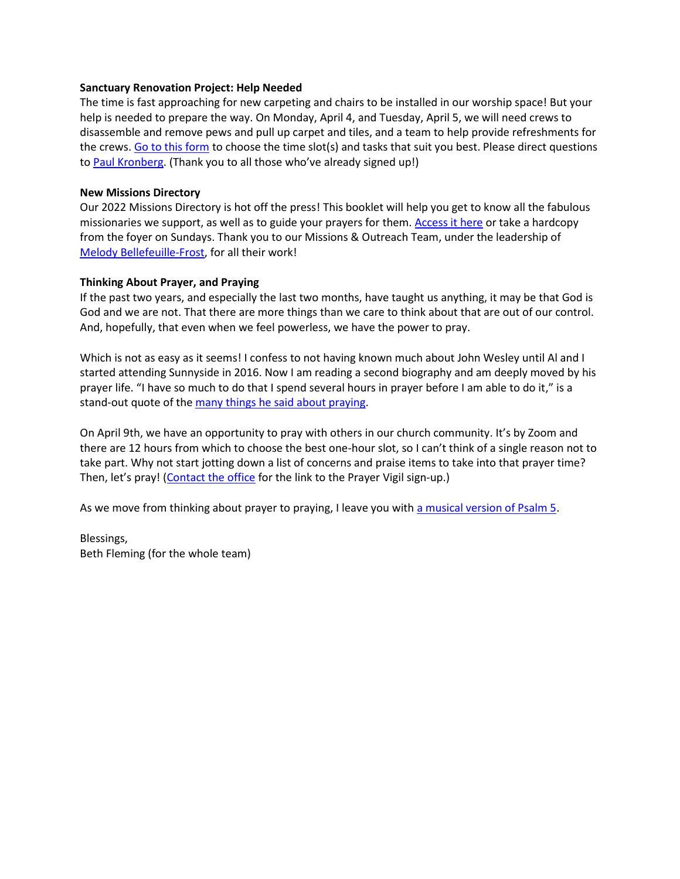**Sanctuary Renovation Project: Help Needed**

The time is fast approaching for new carpeting and chairs to be installed in our worship space! But your help is needed to prepare the way. On Monday, April 4, and Tuesday, April 5, we will need crews to disassemble and remove pews and pull up carpet and tiles, and a team to help provide refreshments for the crews. Go to this form to choose the time slot(s) and tasks that suit you best. Please direct questions to Paul Kronberg. (Thank you to all those who've already signed up!)

**New Missions Directory**

Our 2022 Missions Directory is hot off the press! This booklet will help you get to know all the fabulous missionaries we support, as well as to guide your prayers for them. Access it here or take a hardcopy from the foyer on Sundays. Thank you to our Missions & Outreach Team, under the leadership of Melody Bellefeuille-Frost, for all their work!

**Thinking About Prayer, and Praying**

If the past two years, and especially the last two months, have taught us anything, it may be that God is God and we are not. That there are more things than we care to think about that are out of our control. And, hopefully, that even when we feel powerless, we have the power to pray.

Which is not as easy as it seems! I confess to not having known much about John Wesley until Al and I started attending Sunnyside in 2016. Now I am reading a second biography and am deeply moved by his prayer life. "I have so much to do that I spend several hours in prayer before I am able to do it," is a stand-out quote of the many things he said about praying.

On April 9th, we have an opportunity to pray with others in our church community. It's by Zoom and there are 12 hours from which to choose the best one-hour slot, so I can't think of a single reason not to take part. Why not start jotting down a list of concerns and praise items to take into that prayer time? Then, let's pray! (Contact the office for the link to the Prayer Vigil sign-up.)

As we move from thinking about prayer to praying, I leave you with a musical version of Psalm 5.

Blessings,
Beth Fleming (for the whole team)